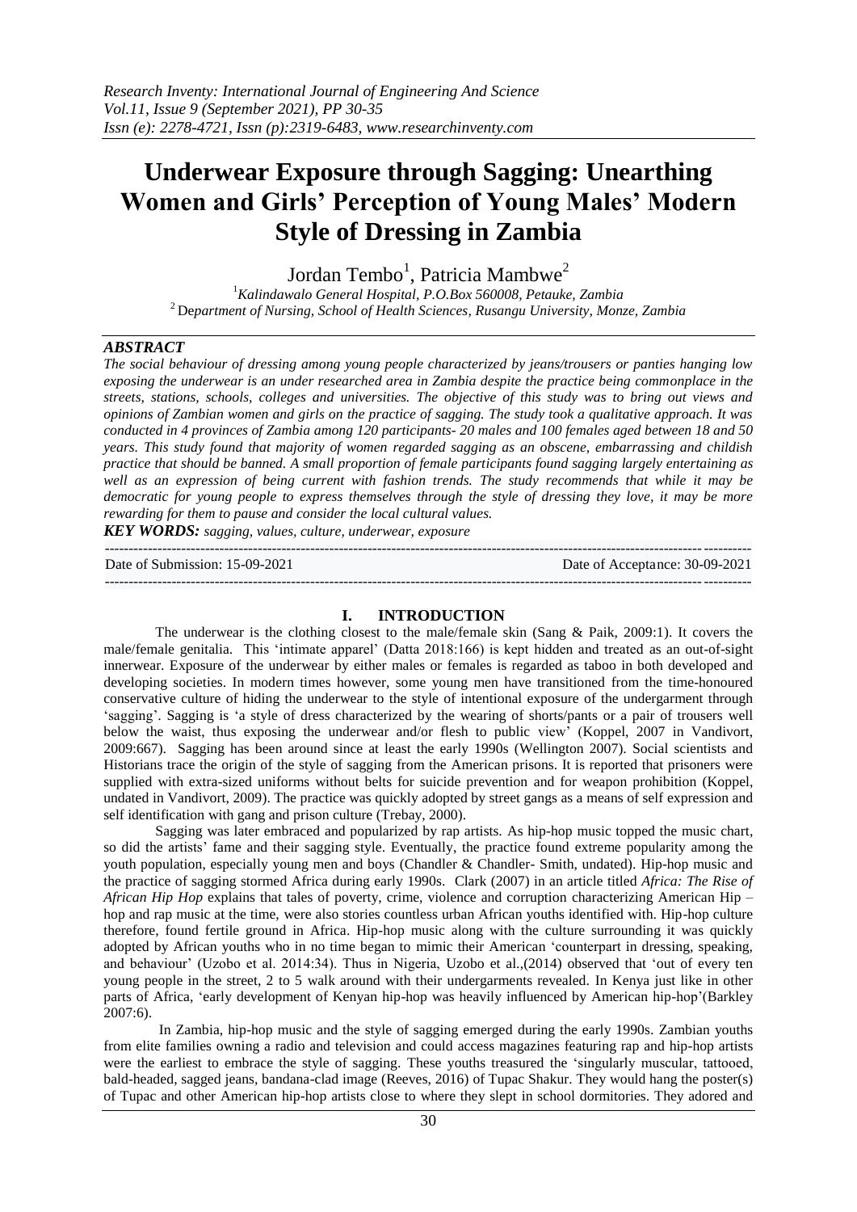# Underwear Exposure through Sagging: Unearthing Women and Girls' Perception of Young Males' Modern Style of Dressing in Zambia

Jordan Tembo[1], Patricia Mambwe[2]

[1]*Kalindawalo General Hospital, P.O.Box 560008, Petauke, Zambia*
[2] *Department of Nursing, School of Health Sciences, Rusangu University, Monze, Zambia*

## *ABSTRACT*

*The social behaviour of dressing among young people characterized by jeans/trousers or panties hanging low exposing the underwear is an under researched area in Zambia despite the practice being commonplace in the streets, stations, schools, colleges and universities. The objective of this study was to bring out views and opinions of Zambian women and girls on the practice of sagging. The study took a qualitative approach. It was conducted in 4 provinces of Zambia among 120 participants- 20 males and 100 females aged between 18 and 50 years. This study found that majority of women regarded sagging as an obscene, embarrassing and childish practice that should be banned. A small proportion of female participants found sagging largely entertaining as well as an expression of being current with fashion trends. The study recommends that while it may be democratic for young people to express themselves through the style of dressing they love, it may be more rewarding for them to pause and consider the local cultural values.*

***KEY WORDS:** sagging, values, culture, underwear, exposure*

---

Date of Submission: 15-09-2021 Date of Acceptance: 30-09-2021

---

## I. INTRODUCTION

The underwear is the clothing closest to the male/female skin (Sang & Paik, 2009:1). It covers the male/female genitalia. This 'intimate apparel' (Datta 2018:166) is kept hidden and treated as an out-of-sight innerwear. Exposure of the underwear by either males or females is regarded as taboo in both developed and developing societies. In modern times however, some young men have transitioned from the time-honoured conservative culture of hiding the underwear to the style of intentional exposure of the undergarment through 'sagging'. Sagging is 'a style of dress characterized by the wearing of shorts/pants or a pair of trousers well below the waist, thus exposing the underwear and/or flesh to public view' (Koppel, 2007 in Vandivort, 2009:667). Sagging has been around since at least the early 1990s (Wellington 2007). Social scientists and Historians trace the origin of the style of sagging from the American prisons. It is reported that prisoners were supplied with extra-sized uniforms without belts for suicide prevention and for weapon prohibition (Koppel, undated in Vandivort, 2009). The practice was quickly adopted by street gangs as a means of self expression and self identification with gang and prison culture (Trebay, 2000).

Sagging was later embraced and popularized by rap artists. As hip-hop music topped the music chart, so did the artists' fame and their sagging style. Eventually, the practice found extreme popularity among the youth population, especially young men and boys (Chandler & Chandler- Smith, undated). Hip-hop music and the practice of sagging stormed Africa during early 1990s. Clark (2007) in an article titled *Africa: The Rise of African Hip Hop* explains that tales of poverty, crime, violence and corruption characterizing American Hip – hop and rap music at the time, were also stories countless urban African youths identified with. Hip-hop culture therefore, found fertile ground in Africa. Hip-hop music along with the culture surrounding it was quickly adopted by African youths who in no time began to mimic their American 'counterpart in dressing, speaking, and behaviour' (Uzobo et al. 2014:34). Thus in Nigeria, Uzobo et al.,(2014) observed that 'out of every ten young people in the street, 2 to 5 walk around with their undergarments revealed. In Kenya just like in other parts of Africa, 'early development of Kenyan hip-hop was heavily influenced by American hip-hop'(Barkley 2007:6).

In Zambia, hip-hop music and the style of sagging emerged during the early 1990s. Zambian youths from elite families owning a radio and television and could access magazines featuring rap and hip-hop artists were the earliest to embrace the style of sagging. These youths treasured the 'singularly muscular, tattooed, bald-headed, sagged jeans, bandana-clad image (Reeves, 2016) of Tupac Shakur. They would hang the poster(s) of Tupac and other American hip-hop artists close to where they slept in school dormitories. They adored and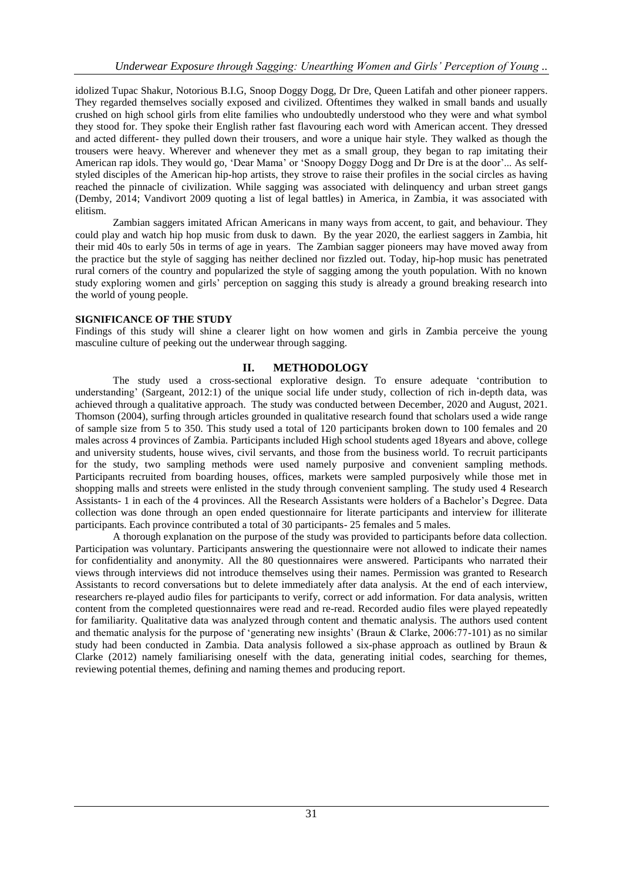idolized Tupac Shakur, Notorious B.I.G, Snoop Doggy Dogg, Dr Dre, Queen Latifah and other pioneer rappers. They regarded themselves socially exposed and civilized. Oftentimes they walked in small bands and usually crushed on high school girls from elite families who undoubtedly understood who they were and what symbol they stood for. They spoke their English rather fast flavouring each word with American accent. They dressed and acted different- they pulled down their trousers, and wore a unique hair style. They walked as though the trousers were heavy. Wherever and whenever they met as a small group, they began to rap imitating their American rap idols. They would go, 'Dear Mama' or 'Snoopy Doggy Dogg and Dr Dre is at the door'... As self-styled disciples of the American hip-hop artists, they strove to raise their profiles in the social circles as having reached the pinnacle of civilization. While sagging was associated with delinquency and urban street gangs (Demby, 2014; Vandivort 2009 quoting a list of legal battles) in America, in Zambia, it was associated with elitism.

Zambian saggers imitated African Americans in many ways from accent, to gait, and behaviour. They could play and watch hip hop music from dusk to dawn. By the year 2020, the earliest saggers in Zambia, hit their mid 40s to early 50s in terms of age in years. The Zambian sagger pioneers may have moved away from the practice but the style of sagging has neither declined nor fizzled out. Today, hip-hop music has penetrated rural corners of the country and popularized the style of sagging among the youth population. With no known study exploring women and girls' perception on sagging this study is already a ground breaking research into the world of young people.

**SIGNIFICANCE OF THE STUDY**

Findings of this study will shine a clearer light on how women and girls in Zambia perceive the young masculine culture of peeking out the underwear through sagging.

## II. METHODOLOGY

The study used a cross-sectional explorative design. To ensure adequate 'contribution to understanding' (Sargeant, 2012:1) of the unique social life under study, collection of rich in-depth data, was achieved through a qualitative approach. The study was conducted between December, 2020 and August, 2021. Thomson (2004), surfing through articles grounded in qualitative research found that scholars used a wide range of sample size from 5 to 350. This study used a total of 120 participants broken down to 100 females and 20 males across 4 provinces of Zambia. Participants included High school students aged 18years and above, college and university students, house wives, civil servants, and those from the business world. To recruit participants for the study, two sampling methods were used namely purposive and convenient sampling methods. Participants recruited from boarding houses, offices, markets were sampled purposively while those met in shopping malls and streets were enlisted in the study through convenient sampling. The study used 4 Research Assistants- 1 in each of the 4 provinces. All the Research Assistants were holders of a Bachelor's Degree. Data collection was done through an open ended questionnaire for literate participants and interview for illiterate participants. Each province contributed a total of 30 participants- 25 females and 5 males.

A thorough explanation on the purpose of the study was provided to participants before data collection. Participation was voluntary. Participants answering the questionnaire were not allowed to indicate their names for confidentiality and anonymity. All the 80 questionnaires were answered. Participants who narrated their views through interviews did not introduce themselves using their names. Permission was granted to Research Assistants to record conversations but to delete immediately after data analysis. At the end of each interview, researchers re-played audio files for participants to verify, correct or add information. For data analysis, written content from the completed questionnaires were read and re-read. Recorded audio files were played repeatedly for familiarity. Qualitative data was analyzed through content and thematic analysis. The authors used content and thematic analysis for the purpose of 'generating new insights' (Braun & Clarke, 2006:77-101) as no similar study had been conducted in Zambia. Data analysis followed a six-phase approach as outlined by Braun & Clarke (2012) namely familiarising oneself with the data, generating initial codes, searching for themes, reviewing potential themes, defining and naming themes and producing report.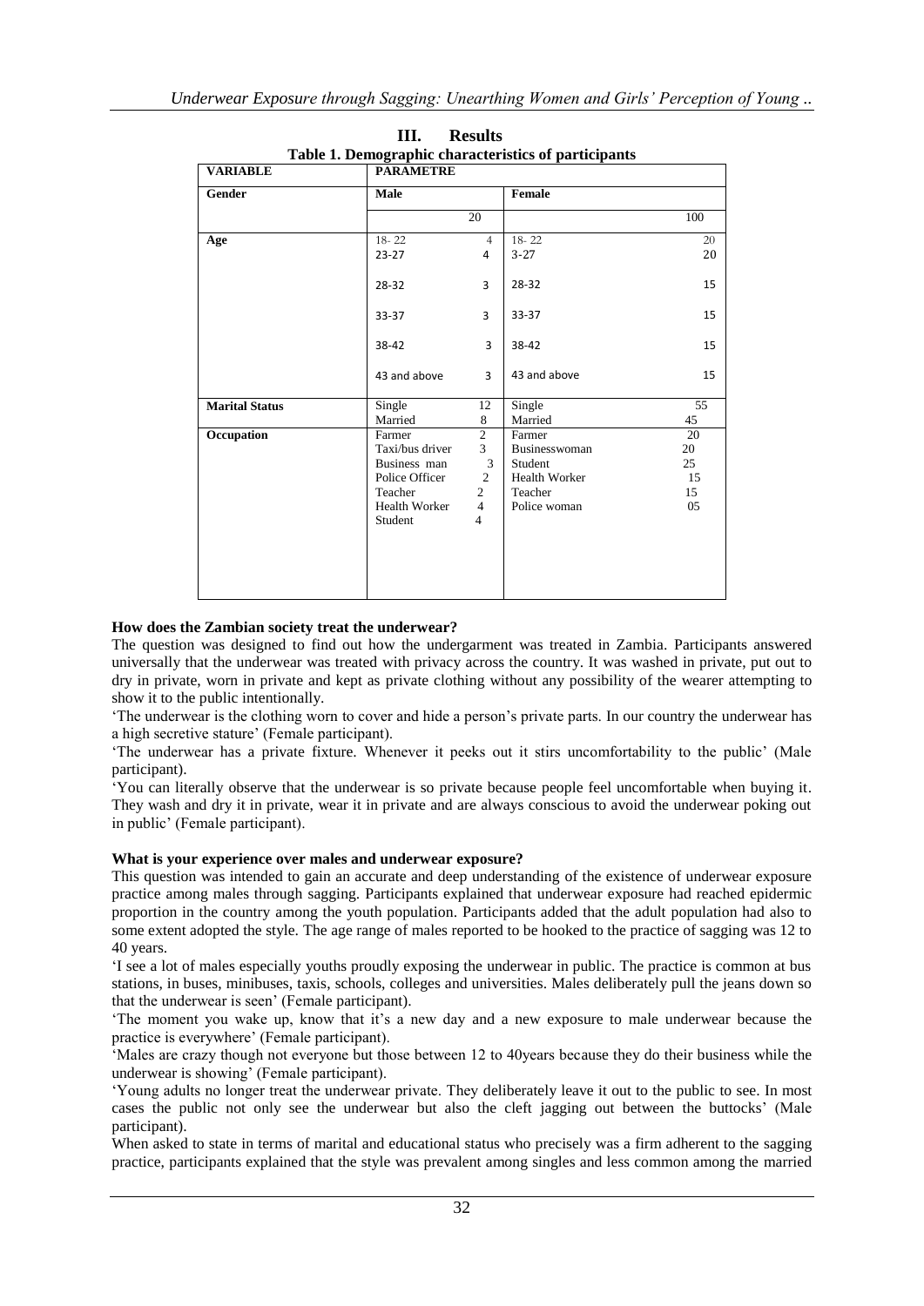## III. Results

**Table 1. Demographic characteristics of participants**

| VARIABLE | PARAMETRE | | | |
|---|---|---|---|---|
| **Gender** | **Male** | | **Female** | |
| | | 20 | | 100 |
| **Age** | 18- 22 | 4 | 18- 22 | 20 |
| | 23-27 | 4 | 3-27 | 20 |
| | 28-32 | 3 | 28-32 | 15 |
| | 33-37 | 3 | 33-37 | 15 |
| | 38-42 | 3 | 38-42 | 15 |
| | 43 and above | 3 | 43 and above | 15 |
| **Marital Status** | Single | 12 | Single | 55 |
| | Married | 8 | Married | 45 |
| **Occupation** | Farmer | 2 | Farmer | 20 |
| | Taxi/bus driver | 3 | Businesswoman | 20 |
| | Business man | 3 | Student | 25 |
| | Police Officer | 2 | Health Worker | 15 |
| | Teacher | 2 | Teacher | 15 |
| | Health Worker | 4 | Police woman | 05 |
| | Student | 4 | | |

**How does the Zambian society treat the underwear?**

The question was designed to find out how the undergarment was treated in Zambia. Participants answered universally that the underwear was treated with privacy across the country. It was washed in private, put out to dry in private, worn in private and kept as private clothing without any possibility of the wearer attempting to show it to the public intentionally.

'The underwear is the clothing worn to cover and hide a person's private parts. In our country the underwear has a high secretive stature' (Female participant).

'The underwear has a private fixture. Whenever it peeks out it stirs uncomfortability to the public' (Male participant).

'You can literally observe that the underwear is so private because people feel uncomfortable when buying it. They wash and dry it in private, wear it in private and are always conscious to avoid the underwear poking out in public' (Female participant).

**What is your experience over males and underwear exposure?**

This question was intended to gain an accurate and deep understanding of the existence of underwear exposure practice among males through sagging. Participants explained that underwear exposure had reached epidermic proportion in the country among the youth population. Participants added that the adult population had also to some extent adopted the style. The age range of males reported to be hooked to the practice of sagging was 12 to 40 years.

'I see a lot of males especially youths proudly exposing the underwear in public. The practice is common at bus stations, in buses, minibuses, taxis, schools, colleges and universities. Males deliberately pull the jeans down so that the underwear is seen' (Female participant).

'The moment you wake up, know that it's a new day and a new exposure to male underwear because the practice is everywhere' (Female participant).

'Males are crazy though not everyone but those between 12 to 40years because they do their business while the underwear is showing' (Female participant).

'Young adults no longer treat the underwear private. They deliberately leave it out to the public to see. In most cases the public not only see the underwear but also the cleft jagging out between the buttocks' (Male participant).

When asked to state in terms of marital and educational status who precisely was a firm adherent to the sagging practice, participants explained that the style was prevalent among singles and less common among the married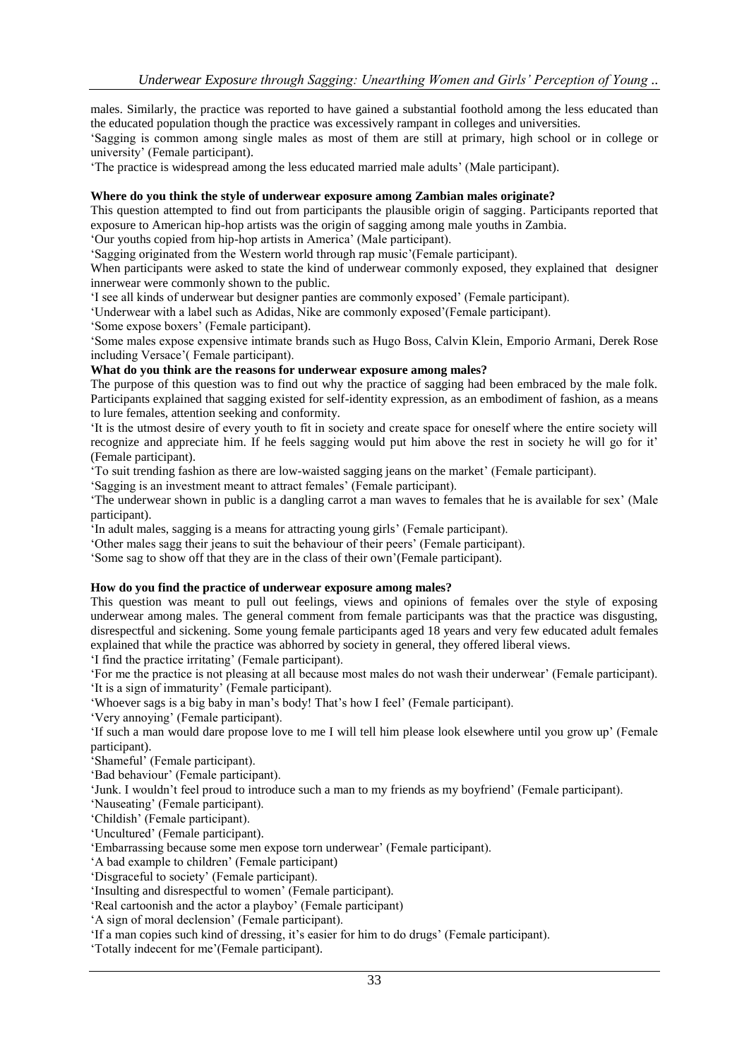males. Similarly, the practice was reported to have gained a substantial foothold among the less educated than the educated population though the practice was excessively rampant in colleges and universities.

'Sagging is common among single males as most of them are still at primary, high school or in college or university' (Female participant).

'The practice is widespread among the less educated married male adults' (Male participant).

**Where do you think the style of underwear exposure among Zambian males originate?**

This question attempted to find out from participants the plausible origin of sagging. Participants reported that exposure to American hip-hop artists was the origin of sagging among male youths in Zambia.

'Our youths copied from hip-hop artists in America' (Male participant).

'Sagging originated from the Western world through rap music'(Female participant).

When participants were asked to state the kind of underwear commonly exposed, they explained that designer innerwear were commonly shown to the public.

'I see all kinds of underwear but designer panties are commonly exposed' (Female participant).

'Underwear with a label such as Adidas, Nike are commonly exposed'(Female participant).

'Some expose boxers' (Female participant).

'Some males expose expensive intimate brands such as Hugo Boss, Calvin Klein, Emporio Armani, Derek Rose including Versace'( Female participant).

**What do you think are the reasons for underwear exposure among males?**

The purpose of this question was to find out why the practice of sagging had been embraced by the male folk. Participants explained that sagging existed for self-identity expression, as an embodiment of fashion, as a means to lure females, attention seeking and conformity.

'It is the utmost desire of every youth to fit in society and create space for oneself where the entire society will recognize and appreciate him. If he feels sagging would put him above the rest in society he will go for it' (Female participant).

'To suit trending fashion as there are low-waisted sagging jeans on the market' (Female participant).

'Sagging is an investment meant to attract females' (Female participant).

'The underwear shown in public is a dangling carrot a man waves to females that he is available for sex' (Male participant).

'In adult males, sagging is a means for attracting young girls' (Female participant).

'Other males sagg their jeans to suit the behaviour of their peers' (Female participant).

'Some sag to show off that they are in the class of their own'(Female participant).

**How do you find the practice of underwear exposure among males?**

This question was meant to pull out feelings, views and opinions of females over the style of exposing underwear among males. The general comment from female participants was that the practice was disgusting, disrespectful and sickening. Some young female participants aged 18 years and very few educated adult females explained that while the practice was abhorred by society in general, they offered liberal views.

'I find the practice irritating' (Female participant).

'For me the practice is not pleasing at all because most males do not wash their underwear' (Female participant).

'It is a sign of immaturity' (Female participant).

'Whoever sags is a big baby in man's body! That's how I feel' (Female participant).

'Very annoying' (Female participant).

'If such a man would dare propose love to me I will tell him please look elsewhere until you grow up' (Female participant).

'Shameful' (Female participant).

'Bad behaviour' (Female participant).

'Junk. I wouldn't feel proud to introduce such a man to my friends as my boyfriend' (Female participant).

'Nauseating' (Female participant).

'Childish' (Female participant).

'Uncultured' (Female participant).

'Embarrassing because some men expose torn underwear' (Female participant).

'A bad example to children' (Female participant)

'Disgraceful to society' (Female participant).

'Insulting and disrespectful to women' (Female participant).

'Real cartoonish and the actor a playboy' (Female participant)

'A sign of moral declension' (Female participant).

'If a man copies such kind of dressing, it's easier for him to do drugs' (Female participant).

'Totally indecent for me'(Female participant).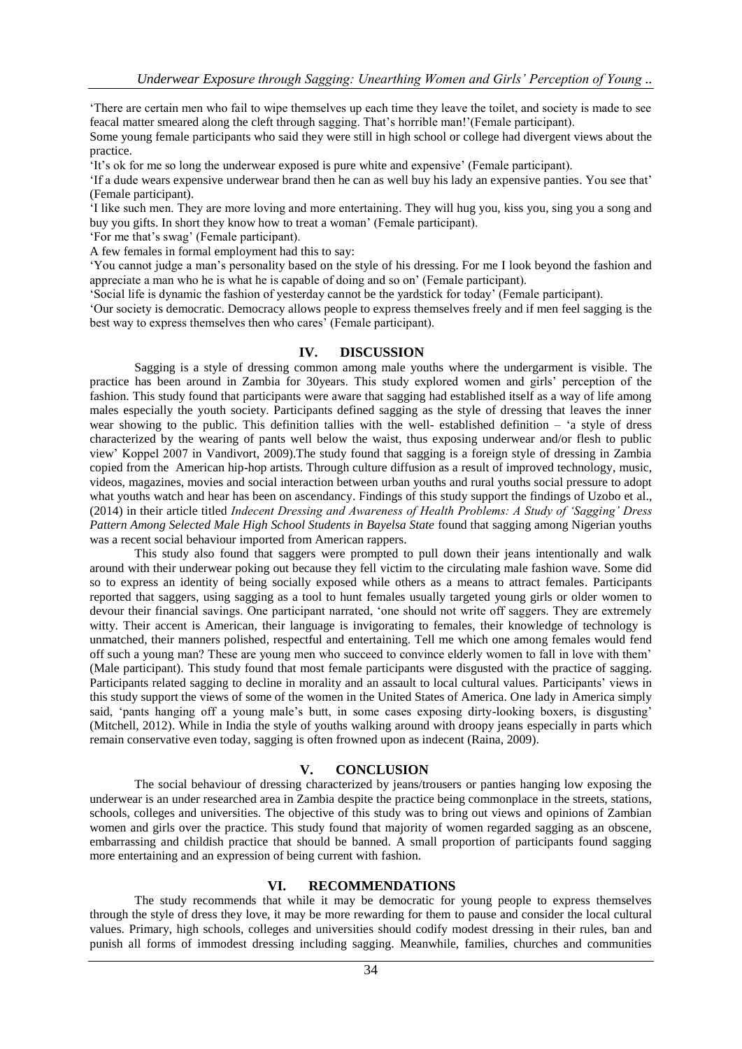'There are certain men who fail to wipe themselves up each time they leave the toilet, and society is made to see feacal matter smeared along the cleft through sagging. That's horrible man!'(Female participant).

Some young female participants who said they were still in high school or college had divergent views about the practice.

'It's ok for me so long the underwear exposed is pure white and expensive' (Female participant).

'If a dude wears expensive underwear brand then he can as well buy his lady an expensive panties. You see that' (Female participant).

'I like such men. They are more loving and more entertaining. They will hug you, kiss you, sing you a song and buy you gifts. In short they know how to treat a woman' (Female participant).

'For me that's swag' (Female participant).

A few females in formal employment had this to say:

'You cannot judge a man's personality based on the style of his dressing. For me I look beyond the fashion and appreciate a man who he is what he is capable of doing and so on' (Female participant).

'Social life is dynamic the fashion of yesterday cannot be the yardstick for today' (Female participant).

'Our society is democratic. Democracy allows people to express themselves freely and if men feel sagging is the best way to express themselves then who cares' (Female participant).

## IV. DISCUSSION

Sagging is a style of dressing common among male youths where the undergarment is visible. The practice has been around in Zambia for 30years. This study explored women and girls' perception of the fashion. This study found that participants were aware that sagging had established itself as a way of life among males especially the youth society. Participants defined sagging as the style of dressing that leaves the inner wear showing to the public. This definition tallies with the well- established definition – 'a style of dress characterized by the wearing of pants well below the waist, thus exposing underwear and/or flesh to public view' Koppel 2007 in Vandivort, 2009).The study found that sagging is a foreign style of dressing in Zambia copied from the American hip-hop artists. Through culture diffusion as a result of improved technology, music, videos, magazines, movies and social interaction between urban youths and rural youths social pressure to adopt what youths watch and hear has been on ascendancy. Findings of this study support the findings of Uzobo et al., (2014) in their article titled *Indecent Dressing and Awareness of Health Problems: A Study of 'Sagging' Dress Pattern Among Selected Male High School Students in Bayelsa State* found that sagging among Nigerian youths was a recent social behaviour imported from American rappers.

This study also found that saggers were prompted to pull down their jeans intentionally and walk around with their underwear poking out because they fell victim to the circulating male fashion wave. Some did so to express an identity of being socially exposed while others as a means to attract females. Participants reported that saggers, using sagging as a tool to hunt females usually targeted young girls or older women to devour their financial savings. One participant narrated, 'one should not write off saggers. They are extremely witty. Their accent is American, their language is invigorating to females, their knowledge of technology is unmatched, their manners polished, respectful and entertaining. Tell me which one among females would fend off such a young man? These are young men who succeed to convince elderly women to fall in love with them' (Male participant). This study found that most female participants were disgusted with the practice of sagging. Participants related sagging to decline in morality and an assault to local cultural values. Participants' views in this study support the views of some of the women in the United States of America. One lady in America simply said, 'pants hanging off a young male's butt, in some cases exposing dirty-looking boxers, is disgusting' (Mitchell, 2012). While in India the style of youths walking around with droopy jeans especially in parts which remain conservative even today, sagging is often frowned upon as indecent (Raina, 2009).

## V. CONCLUSION

The social behaviour of dressing characterized by jeans/trousers or panties hanging low exposing the underwear is an under researched area in Zambia despite the practice being commonplace in the streets, stations, schools, colleges and universities. The objective of this study was to bring out views and opinions of Zambian women and girls over the practice. This study found that majority of women regarded sagging as an obscene, embarrassing and childish practice that should be banned. A small proportion of participants found sagging more entertaining and an expression of being current with fashion.

## VI. RECOMMENDATIONS

The study recommends that while it may be democratic for young people to express themselves through the style of dress they love, it may be more rewarding for them to pause and consider the local cultural values. Primary, high schools, colleges and universities should codify modest dressing in their rules, ban and punish all forms of immodest dressing including sagging. Meanwhile, families, churches and communities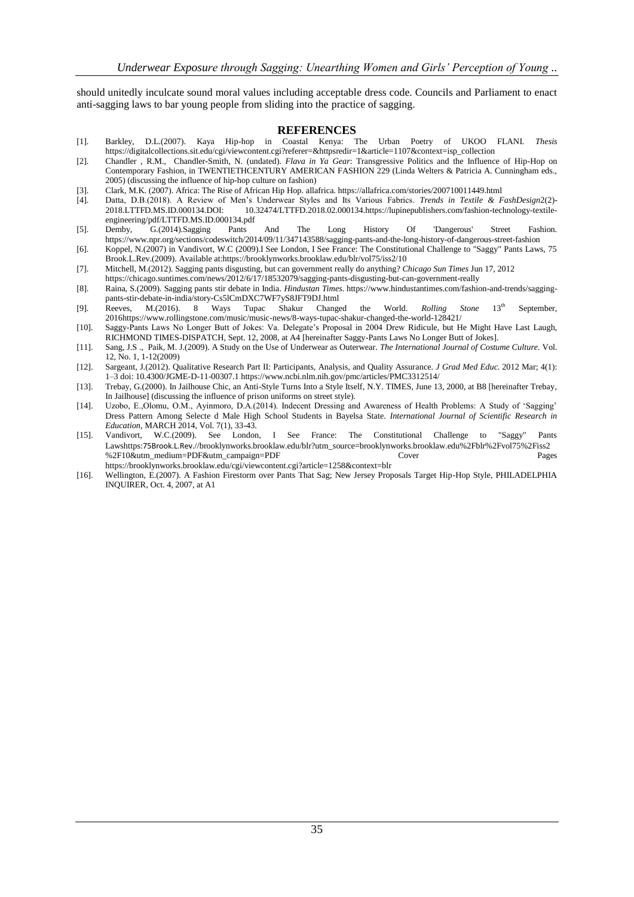should unitedly inculcate sound moral values including acceptable dress code. Councils and Parliament to enact anti-sagging laws to bar young people from sliding into the practice of sagging.

## REFERENCES

[1]. Barkley, D.L.(2007). Kaya Hip-hop in Coastal Kenya: The Urban Poetry of UKOO FLANI. *Thesis* https://digitalcollections.sit.edu/cgi/viewcontent.cgi?referer=&httpsredir=1&article=1107&context=isp_collection

[2]. Chandler , R.M., Chandler-Smith, N. (undated). *Flava in Ya Gear*: Transgressive Politics and the Influence of Hip-Hop on Contemporary Fashion, in TWENTIETHCENTURY AMERICAN FASHION 229 (Linda Welters & Patricia A. Cunningham eds., 2005) (discussing the influence of hip-hop culture on fashion)

[3]. Clark, M.K. (2007). Africa: The Rise of African Hip Hop. allafrica. https://allafrica.com/stories/200710011449.html

[4]. Datta, D.B.(2018). A Review of Men's Underwear Styles and Its Various Fabrics. *Trends in Textile & FashDesign*2(2)-2018.LTTFD.MS.ID.000134.DOI: 10.32474/LTTFD.2018.02.000134.https://lupinepublishers.com/fashion-technology-textile-engineering/pdf/LTTFD.MS.ID.000134.pdf

[5]. Demby, G.(2014).Sagging Pants And The Long History Of 'Dangerous' Street Fashion. https://www.npr.org/sections/codeswitch/2014/09/11/347143588/sagging-pants-and-the-long-history-of-dangerous-street-fashion

[6]. Koppel, N.(2007) in Vandivort, W.C (2009).I See London, I See France: The Constitutional Challenge to "Saggy" Pants Laws, 75 Brook.L.Rev.(2009). Available at:https://brooklynworks.brooklaw.edu/blr/vol75/iss2/10

[7]. Mitchell, M.(2012). Sagging pants disgusting, but can government really do anything? *Chicago Sun Times* Jun 17, 2012 https://chicago.suntimes.com/news/2012/6/17/18532079/sagging-pants-disgusting-but-can-government-really

[8]. Raina, S.(2009). Sagging pants stir debate in India. *Hindustan Times*. https://www.hindustantimes.com/fashion-and-trends/sagging-pants-stir-debate-in-india/story-Cs5lCmDXC7WF7yS8JFT9DJ.html

[9]. Reeves, M.(2016). 8 Ways Tupac Shakur Changed the World. *Rolling Stone* 13th September, 2016https://www.rollingstone.com/music/music-news/8-ways-tupac-shakur-changed-the-world-128421/

[10]. Saggy-Pants Laws No Longer Butt of Jokes: Va. Delegate's Proposal in 2004 Drew Ridicule, but He Might Have Last Laugh, RICHMOND TIMES-DISPATCH, Sept. 12, 2008, at A4 [hereinafter Saggy-Pants Laws No Longer Butt of Jokes].

[11]. Sang, J.S ., Paik, M. J.(2009). A Study on the Use of Underwear as Outerwear. *The International Journal of Costume Culture.* Vol. 12, No. 1, 1-12(2009)

[12]. Sargeant, J.(2012). Qualitative Research Part II: Participants, Analysis, and Quality Assurance. *J Grad Med Educ.* 2012 Mar; 4(1): 1–3 doi: 10.4300/JGME-D-11-00307.1 https://www.ncbi.nlm.nih.gov/pmc/articles/PMC3312514/

[13]. Trebay, G.(2000). In Jailhouse Chic, an Anti-Style Turns Into a Style Itself, N.Y. TIMES, June 13, 2000, at B8 [hereinafter Trebay, In Jailhouse] (discussing the influence of prison uniforms on street style).

[14]. Uzobo, E.,Olomu, O.M., Ayinmoro, D.A.(2014). Indecent Dressing and Awareness of Health Problems: A Study of 'Sagging' Dress Pattern Among Selecte d Male High School Students in Bayelsa State. *International Journal of Scientific Research in Education*, MARCH 2014, Vol. 7(1), 33-43.

[15]. Vandivort, W.C.(2009). See London, I See France: The Constitutional Challenge to "Saggy" Pants Lawshttps:75Brook.L.Rev.//brooklynworks.brooklaw.edu/blr?utm_source=brooklynworks.brooklaw.edu%2Fblr%2Fvol75%2Fiss2%2F10&utm_medium=PDF&utm_campaign=PDF Cover Pages https://brooklynworks.brooklaw.edu/cgi/viewcontent.cgi?article=1258&context=blr

[16]. Wellington, E.(2007). A Fashion Firestorm over Pants That Sag; New Jersey Proposals Target Hip-Hop Style, PHILADELPHIA INQUIRER, Oct. 4, 2007, at A1